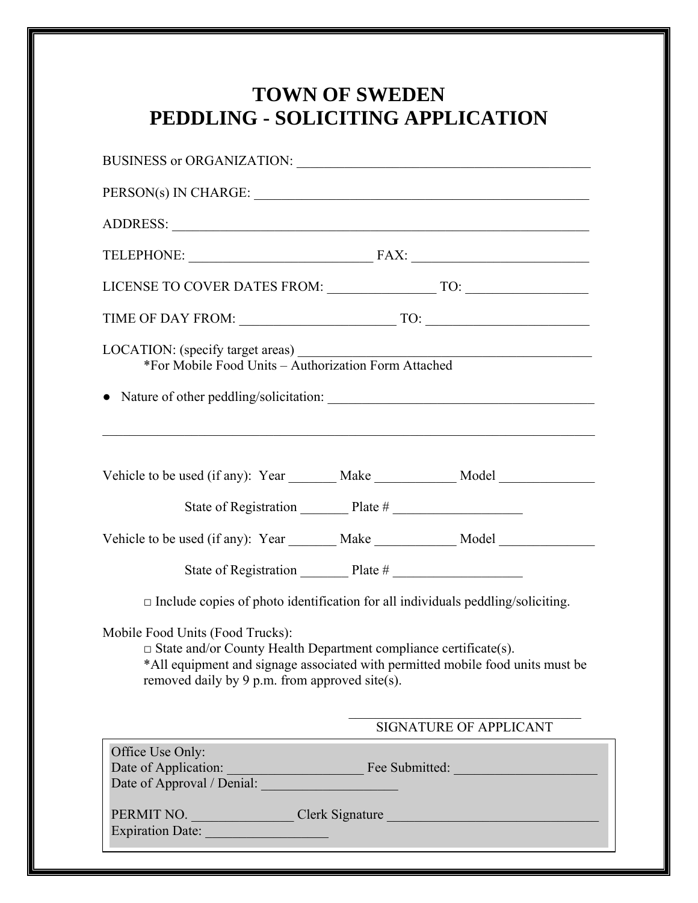# TOWN OF SWEDEN
# PEDDLING - SOLICITING APPLICATION

BUSINESS or ORGANIZATION: ____________________________________________

PERSON(s) IN CHARGE: ________________________________________________

ADDRESS: ______________________________________________________________

TELEPHONE: ___________________________ FAX: __________________________

LICENSE TO COVER DATES FROM: ________________ TO: __________________

TIME OF DAY FROM: _______________________ TO: ________________________

LOCATION: (specify target areas) ____________________________________________

*For Mobile Food Units – Authorization Form Attached

- Nature of other peddling/solicitation: ________________________________________

_________________________________________________________________________

Vehicle to be used (if any): Year _______ Make ____________ Model ______________

State of Registration _______ Plate # ___________________

Vehicle to be used (if any): Year _______ Make ____________ Model ______________

State of Registration _______ Plate # ___________________

□ Include copies of photo identification for all individuals peddling/soliciting.

Mobile Food Units (Food Trucks):

□ State and/or County Health Department compliance certificate(s).

*All equipment and signage associated with permitted mobile food units must be removed daily by 9 p.m. from approved site(s).

_______________________________
SIGNATURE OF APPLICANT

Office Use Only:
Date of Application: ____________________ Fee Submitted: _____________________
Date of Approval / Denial: ____________________

PERMIT NO. _______________ Clerk Signature _______________________________
Expiration Date: __________________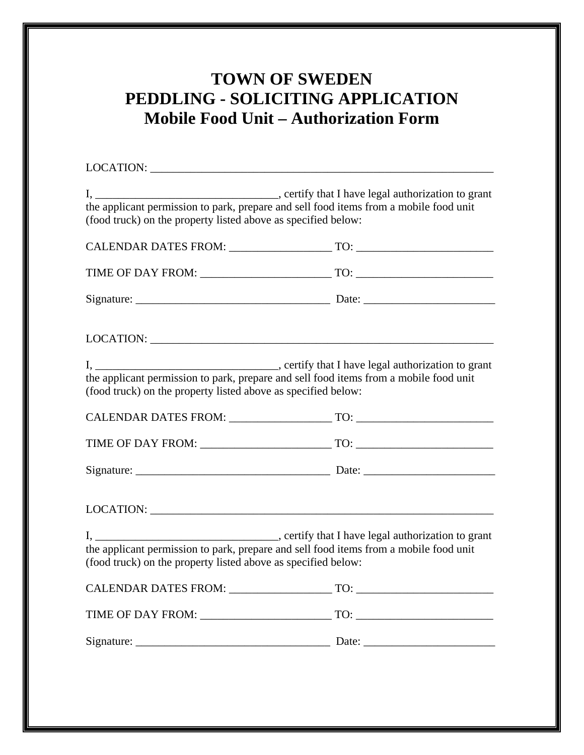# TOWN OF SWEDEN
# PEDDLING - SOLICITING APPLICATION
## Mobile Food Unit – Authorization Form

LOCATION: ______________________________________________________________

I, _________________________________, certify that I have legal authorization to grant the applicant permission to park, prepare and sell food items from a mobile food unit (food truck) on the property listed above as specified below:

CALENDAR DATES FROM: __________________ TO: ________________________

TIME OF DAY FROM: _______________________ TO: ________________________

Signature: ___________________________________ Date: _______________________

LOCATION: ______________________________________________________________

I, _________________________________, certify that I have legal authorization to grant the applicant permission to park, prepare and sell food items from a mobile food unit (food truck) on the property listed above as specified below:

CALENDAR DATES FROM: __________________ TO: ________________________

TIME OF DAY FROM: _______________________ TO: ________________________

Signature: ___________________________________ Date: _______________________

LOCATION: ______________________________________________________________

I, _________________________________, certify that I have legal authorization to grant the applicant permission to park, prepare and sell food items from a mobile food unit (food truck) on the property listed above as specified below:

CALENDAR DATES FROM: __________________ TO: ________________________

TIME OF DAY FROM: _______________________ TO: ________________________

Signature: ___________________________________ Date: _______________________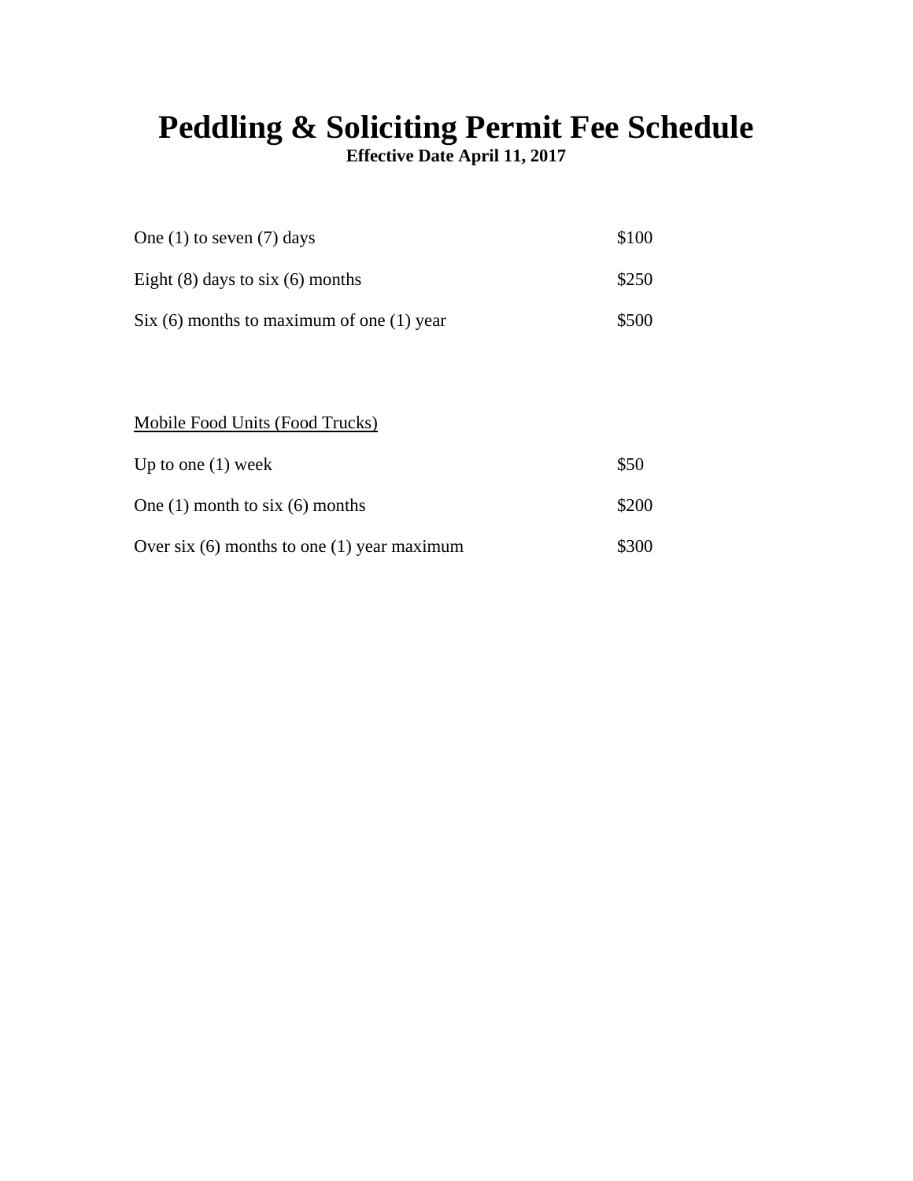# Peddling & Soliciting Permit Fee Schedule

**Effective Date April 11, 2017**

| | |
|---|---|
| One (1) to seven (7) days | $100 |
| Eight (8) days to six (6) months | $250 |
| Six (6) months to maximum of one (1) year | $500 |

<u>Mobile Food Units (Food Trucks)</u>

| | |
|---|---|
| Up to one (1) week | $50 |
| One (1) month to six (6) months | $200 |
| Over six (6) months to one (1) year maximum | $300 |